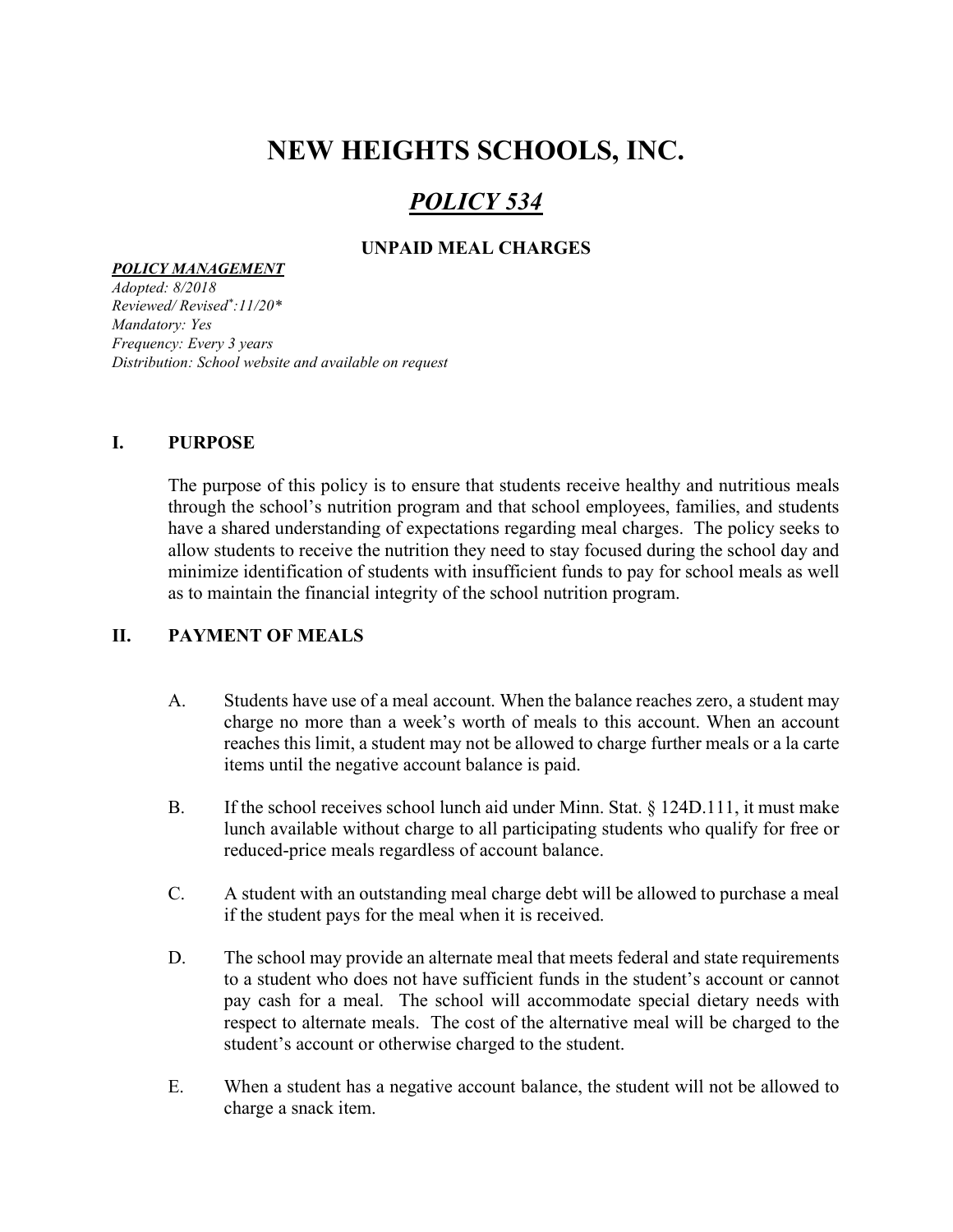# NEW HEIGHTS SCHOOLS, INC.

## *POLICY 534*

### UNPAID MEAL CHARGES

***POLICY MANAGEMENT***

*Adopted: 8/2018*
*Reviewed/ Revised*:11/20**
*Mandatory: Yes*
*Frequency: Every 3 years*
*Distribution: School website and available on request*

## I. PURPOSE

The purpose of this policy is to ensure that students receive healthy and nutritious meals through the school's nutrition program and that school employees, families, and students have a shared understanding of expectations regarding meal charges. The policy seeks to allow students to receive the nutrition they need to stay focused during the school day and minimize identification of students with insufficient funds to pay for school meals as well as to maintain the financial integrity of the school nutrition program.

## II. PAYMENT OF MEALS

A. Students have use of a meal account. When the balance reaches zero, a student may charge no more than a week's worth of meals to this account. When an account reaches this limit, a student may not be allowed to charge further meals or a la carte items until the negative account balance is paid.

B. If the school receives school lunch aid under Minn. Stat. § 124D.111, it must make lunch available without charge to all participating students who qualify for free or reduced-price meals regardless of account balance.

C. A student with an outstanding meal charge debt will be allowed to purchase a meal if the student pays for the meal when it is received.

D. The school may provide an alternate meal that meets federal and state requirements to a student who does not have sufficient funds in the student's account or cannot pay cash for a meal. The school will accommodate special dietary needs with respect to alternate meals. The cost of the alternative meal will be charged to the student's account or otherwise charged to the student.

E. When a student has a negative account balance, the student will not be allowed to charge a snack item.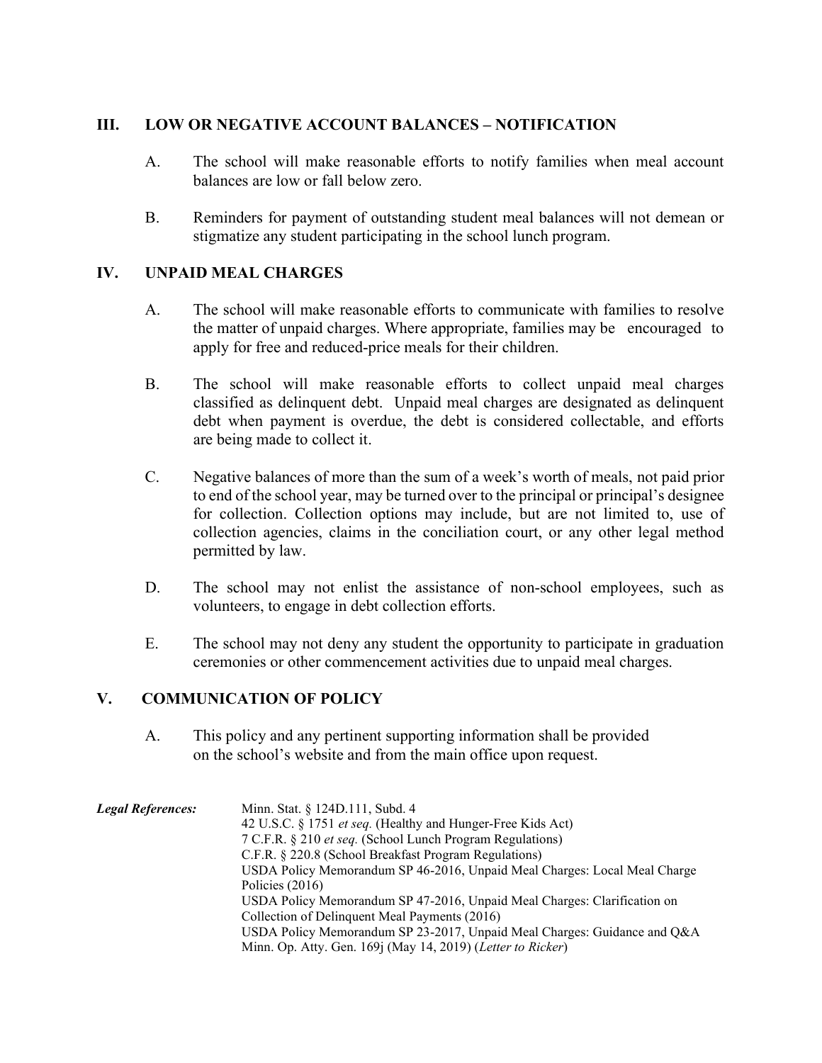## III. LOW OR NEGATIVE ACCOUNT BALANCES – NOTIFICATION

A. The school will make reasonable efforts to notify families when meal account balances are low or fall below zero.

B. Reminders for payment of outstanding student meal balances will not demean or stigmatize any student participating in the school lunch program.

## IV. UNPAID MEAL CHARGES

A. The school will make reasonable efforts to communicate with families to resolve the matter of unpaid charges. Where appropriate, families may be encouraged to apply for free and reduced-price meals for their children.

B. The school will make reasonable efforts to collect unpaid meal charges classified as delinquent debt. Unpaid meal charges are designated as delinquent debt when payment is overdue, the debt is considered collectable, and efforts are being made to collect it.

C. Negative balances of more than the sum of a week's worth of meals, not paid prior to end of the school year, may be turned over to the principal or principal's designee for collection. Collection options may include, but are not limited to, use of collection agencies, claims in the conciliation court, or any other legal method permitted by law.

D. The school may not enlist the assistance of non-school employees, such as volunteers, to engage in debt collection efforts.

E. The school may not deny any student the opportunity to participate in graduation ceremonies or other commencement activities due to unpaid meal charges.

## V. COMMUNICATION OF POLICY

A. This policy and any pertinent supporting information shall be provided on the school's website and from the main office upon request.

***Legal References:***

Minn. Stat. § 124D.111, Subd. 4
42 U.S.C. § 1751 *et seq.* (Healthy and Hunger-Free Kids Act)
7 C.F.R. § 210 *et seq.* (School Lunch Program Regulations)
C.F.R. § 220.8 (School Breakfast Program Regulations)
USDA Policy Memorandum SP 46-2016, Unpaid Meal Charges: Local Meal Charge Policies (2016)
USDA Policy Memorandum SP 47-2016, Unpaid Meal Charges: Clarification on Collection of Delinquent Meal Payments (2016)
USDA Policy Memorandum SP 23-2017, Unpaid Meal Charges: Guidance and Q&A
Minn. Op. Atty. Gen. 169j (May 14, 2019) (*Letter to Ricker*)